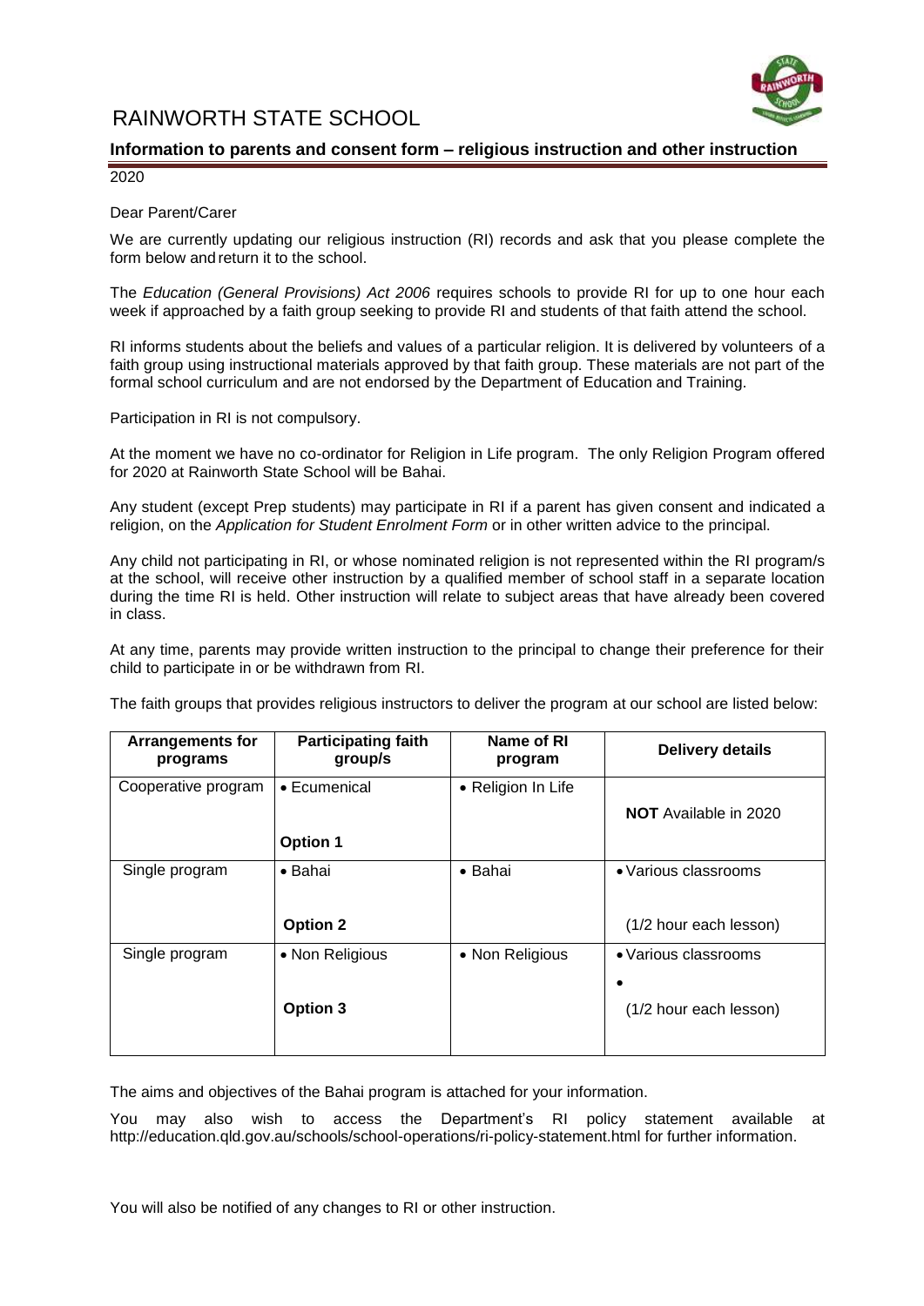# RAINWORTH STATE SCHOOL

## Information to parents and consent form – religious instruction and other instruction

2020

Dear Parent/Carer

We are currently updating our religious instruction (RI) records and ask that you please complete the form below and return it to the school.

The *Education (General Provisions) Act 2006* requires schools to provide RI for up to one hour each week if approached by a faith group seeking to provide RI and students of that faith attend the school.

RI informs students about the beliefs and values of a particular religion. It is delivered by volunteers of a faith group using instructional materials approved by that faith group. These materials are not part of the formal school curriculum and are not endorsed by the Department of Education and Training.

Participation in RI is not compulsory.

At the moment we have no co-ordinator for Religion in Life program. The only Religion Program offered for 2020 at Rainworth State School will be Bahai.

Any student (except Prep students) may participate in RI if a parent has given consent and indicated a religion, on the *Application for Student Enrolment Form* or in other written advice to the principal.

Any child not participating in RI, or whose nominated religion is not represented within the RI program/s at the school, will receive other instruction by a qualified member of school staff in a separate location during the time RI is held. Other instruction will relate to subject areas that have already been covered in class.

At any time, parents may provide written instruction to the principal to change their preference for their child to participate in or be withdrawn from RI.

The faith groups that provides religious instructors to deliver the program at our school are listed below:

| Arrangements for programs | Participating faith group/s | Name of RI program | Delivery details |
|---|---|---|---|
| Cooperative program | • Ecumenical<br><br>**Option 1** | • Religion In Life | **NOT** Available in 2020 |
| Single program | • Bahai<br><br>**Option 2** | • Bahai | • Various classrooms<br><br>(1/2 hour each lesson) |
| Single program | • Non Religious<br><br>**Option 3** | • Non Religious | • Various classrooms<br>•<br>(1/2 hour each lesson) |

The aims and objectives of the Bahai program is attached for your information.

You may also wish to access the Department's RI policy statement available at http://education.qld.gov.au/schools/school-operations/ri-policy-statement.html for further information.

You will also be notified of any changes to RI or other instruction.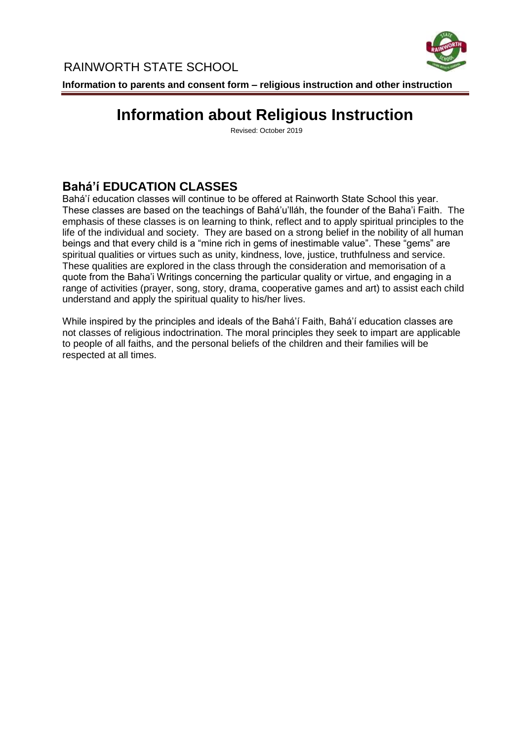RAINWORTH STATE SCHOOL

**Information to parents and consent form – religious instruction and other instruction**

# Information about Religious Instruction

Revised: October 2019

## Bahá'í EDUCATION CLASSES

Bahá'í education classes will continue to be offered at Rainworth State School this year. These classes are based on the teachings of Bahá'u'lláh, the founder of the Baha'i Faith. The emphasis of these classes is on learning to think, reflect and to apply spiritual principles to the life of the individual and society. They are based on a strong belief in the nobility of all human beings and that every child is a "mine rich in gems of inestimable value". These "gems" are spiritual qualities or virtues such as unity, kindness, love, justice, truthfulness and service. These qualities are explored in the class through the consideration and memorisation of a quote from the Baha'i Writings concerning the particular quality or virtue, and engaging in a range of activities (prayer, song, story, drama, cooperative games and art) to assist each child understand and apply the spiritual quality to his/her lives.

While inspired by the principles and ideals of the Bahá'í Faith, Bahá'í education classes are not classes of religious indoctrination. The moral principles they seek to impart are applicable to people of all faiths, and the personal beliefs of the children and their families will be respected at all times.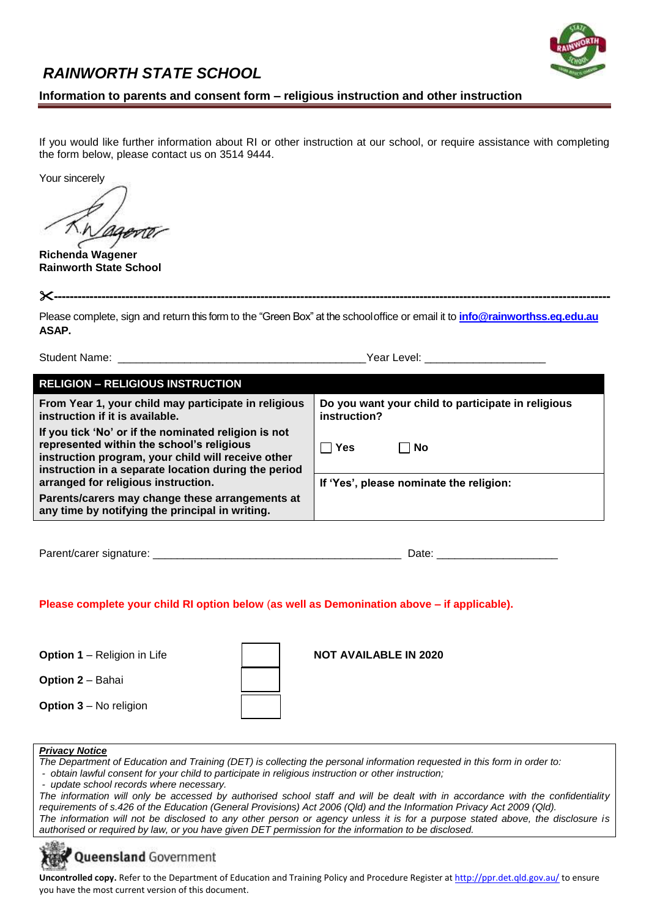## *RAINWORTH STATE SCHOOL*

**Information to parents and consent form – religious instruction and other instruction**

If you would like further information about RI or other instruction at our school, or require assistance with completing the form below, please contact us on 3514 9444.

Your sincerely

**Richenda Wagener**
**Rainworth State School**

✂-----------------------------------------------------------------------------------------------------------------------------------

Please complete, sign and return this form to the "Green Box" at the school office or email it to **info@rainworthss.eq.edu.au** **ASAP.**

Student Name: ________________________________________Year Level: ___________________

| RELIGION – RELIGIOUS INSTRUCTION | |
|---|---|
| **From Year 1, your child may participate in religious instruction if it is available.** **If you tick 'No' or if the nominated religion is not represented within the school's religious instruction program, your child will receive other instruction in a separate location during the period arranged for religious instruction.** **Parents/carers may change these arrangements at any time by notifying the principal in writing.** | **Do you want your child to participate in religious instruction?** ☐ **Yes** ☐ **No** **If 'Yes', please nominate the religion:** |

Parent/carer signature: ________________________________________ Date: ___________________

**Please complete your child RI option below (as well as Demonination above – if applicable).**

| | | |
|---|---|---|
| **Option 1** – Religion in Life | ☐ | **NOT AVAILABLE IN 2020** |
| **Option 2** – Bahai | ☐ | |
| **Option 3** – No religion | ☐ | |

***Privacy Notice***
*The Department of Education and Training (DET) is collecting the personal information requested in this form in order to:*
- *obtain lawful consent for your child to participate in religious instruction or other instruction;*
- *update school records where necessary.*

*The information will only be accessed by authorised school staff and will be dealt with in accordance with the confidentiality requirements of s.426 of the Education (General Provisions) Act 2006 (Qld) and the Information Privacy Act 2009 (Qld).*
*The information will not be disclosed to any other person or agency unless it is for a purpose stated above, the disclosure is authorised or required by law, or you have given DET permission for the information to be disclosed.*

Queensland Government

**Uncontrolled copy.** Refer to the Department of Education and Training Policy and Procedure Register at http://ppr.det.qld.gov.au/ to ensure you have the most current version of this document.